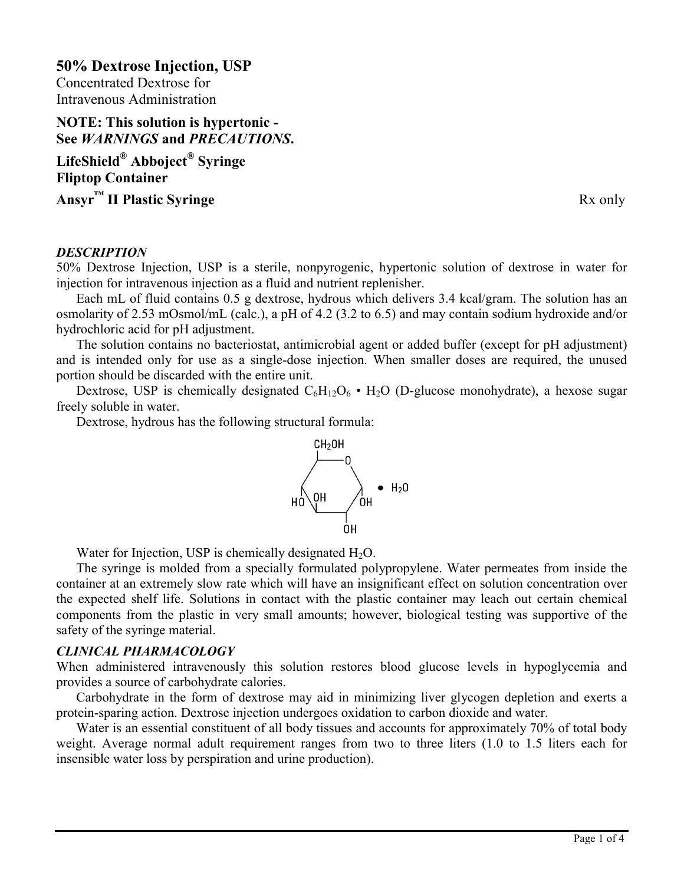# 50% Dextrose Injection, USP

Concentrated Dextrose for
Intravenous Administration

**NOTE: This solution is hypertonic - See *WARNINGS* and *PRECAUTIONS*.**

**LifeShield® Abboject® Syringe**
**Fliptop Container**
**Ansyr™ II Plastic Syringe**

Rx only

### *DESCRIPTION*

50% Dextrose Injection, USP is a sterile, nonpyrogenic, hypertonic solution of dextrose in water for injection for intravenous injection as a fluid and nutrient replenisher.

Each mL of fluid contains 0.5 g dextrose, hydrous which delivers 3.4 kcal/gram. The solution has an osmolarity of 2.53 mOsmol/mL (calc.), a pH of 4.2 (3.2 to 6.5) and may contain sodium hydroxide and/or hydrochloric acid for pH adjustment.

The solution contains no bacteriostat, antimicrobial agent or added buffer (except for pH adjustment) and is intended only for use as a single-dose injection. When smaller doses are required, the unused portion should be discarded with the entire unit.

Dextrose, USP is chemically designated $C_6H_{12}O_6 \cdot H_2O$ (D-glucose monohydrate), a hexose sugar freely soluble in water.

Dextrose, hydrous has the following structural formula:

Water for Injection, USP is chemically designated $H_2O$.

The syringe is molded from a specially formulated polypropylene. Water permeates from inside the container at an extremely slow rate which will have an insignificant effect on solution concentration over the expected shelf life. Solutions in contact with the plastic container may leach out certain chemical components from the plastic in very small amounts; however, biological testing was supportive of the safety of the syringe material.

### *CLINICAL PHARMACOLOGY*

When administered intravenously this solution restores blood glucose levels in hypoglycemia and provides a source of carbohydrate calories.

Carbohydrate in the form of dextrose may aid in minimizing liver glycogen depletion and exerts a protein-sparing action. Dextrose injection undergoes oxidation to carbon dioxide and water.

Water is an essential constituent of all body tissues and accounts for approximately 70% of total body weight. Average normal adult requirement ranges from two to three liters (1.0 to 1.5 liters each for insensible water loss by perspiration and urine production).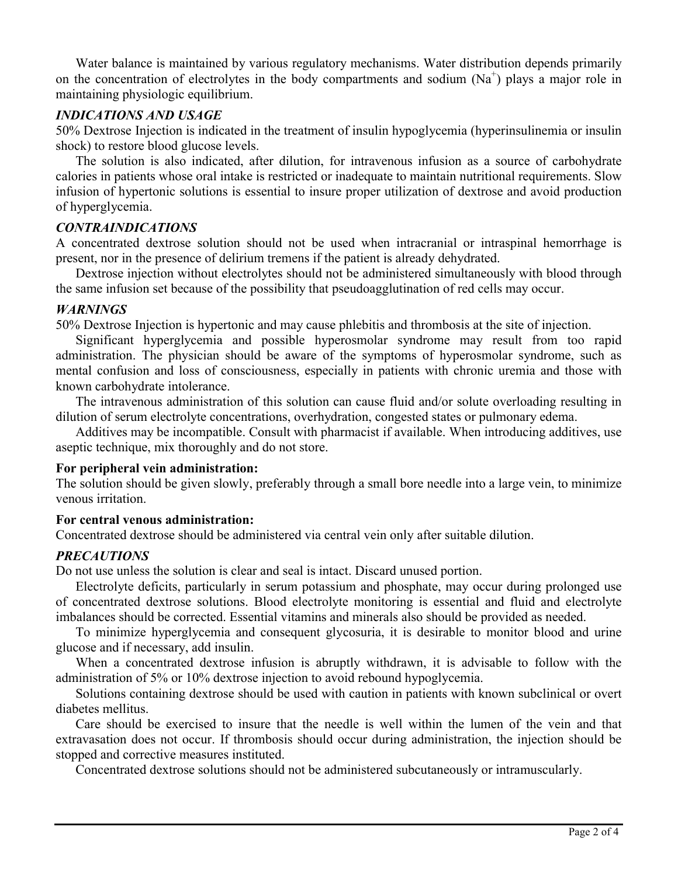Water balance is maintained by various regulatory mechanisms. Water distribution depends primarily on the concentration of electrolytes in the body compartments and sodium ($Na^+$) plays a major role in maintaining physiologic equilibrium.

## *INDICATIONS AND USAGE*

50% Dextrose Injection is indicated in the treatment of insulin hypoglycemia (hyperinsulinemia or insulin shock) to restore blood glucose levels.

The solution is also indicated, after dilution, for intravenous infusion as a source of carbohydrate calories in patients whose oral intake is restricted or inadequate to maintain nutritional requirements. Slow infusion of hypertonic solutions is essential to insure proper utilization of dextrose and avoid production of hyperglycemia.

## *CONTRAINDICATIONS*

A concentrated dextrose solution should not be used when intracranial or intraspinal hemorrhage is present, nor in the presence of delirium tremens if the patient is already dehydrated.

Dextrose injection without electrolytes should not be administered simultaneously with blood through the same infusion set because of the possibility that pseudoagglutination of red cells may occur.

## *WARNINGS*

50% Dextrose Injection is hypertonic and may cause phlebitis and thrombosis at the site of injection.

Significant hyperglycemia and possible hyperosmolar syndrome may result from too rapid administration. The physician should be aware of the symptoms of hyperosmolar syndrome, such as mental confusion and loss of consciousness, especially in patients with chronic uremia and those with known carbohydrate intolerance.

The intravenous administration of this solution can cause fluid and/or solute overloading resulting in dilution of serum electrolyte concentrations, overhydration, congested states or pulmonary edema.

Additives may be incompatible. Consult with pharmacist if available. When introducing additives, use aseptic technique, mix thoroughly and do not store.

**For peripheral vein administration:**

The solution should be given slowly, preferably through a small bore needle into a large vein, to minimize venous irritation.

**For central venous administration:**

Concentrated dextrose should be administered via central vein only after suitable dilution.

## *PRECAUTIONS*

Do not use unless the solution is clear and seal is intact. Discard unused portion.

Electrolyte deficits, particularly in serum potassium and phosphate, may occur during prolonged use of concentrated dextrose solutions. Blood electrolyte monitoring is essential and fluid and electrolyte imbalances should be corrected. Essential vitamins and minerals also should be provided as needed.

To minimize hyperglycemia and consequent glycosuria, it is desirable to monitor blood and urine glucose and if necessary, add insulin.

When a concentrated dextrose infusion is abruptly withdrawn, it is advisable to follow with the administration of 5% or 10% dextrose injection to avoid rebound hypoglycemia.

Solutions containing dextrose should be used with caution in patients with known subclinical or overt diabetes mellitus.

Care should be exercised to insure that the needle is well within the lumen of the vein and that extravasation does not occur. If thrombosis should occur during administration, the injection should be stopped and corrective measures instituted.

Concentrated dextrose solutions should not be administered subcutaneously or intramuscularly.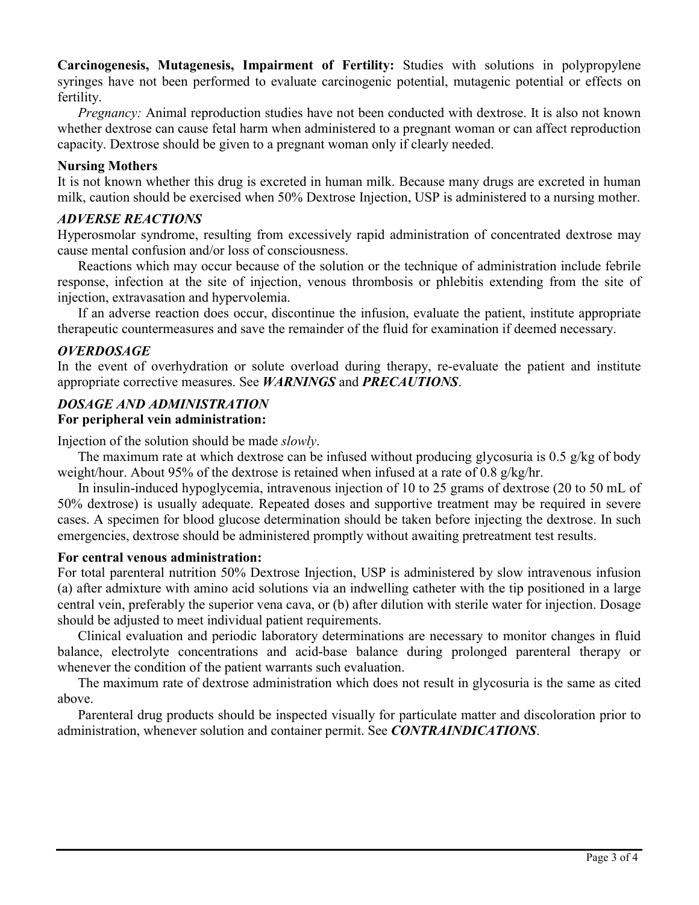**Carcinogenesis, Mutagenesis, Impairment of Fertility:** Studies with solutions in polypropylene syringes have not been performed to evaluate carcinogenic potential, mutagenic potential or effects on fertility.

*Pregnancy:* Animal reproduction studies have not been conducted with dextrose. It is also not known whether dextrose can cause fetal harm when administered to a pregnant woman or can affect reproduction capacity. Dextrose should be given to a pregnant woman only if clearly needed.

**Nursing Mothers**

It is not known whether this drug is excreted in human milk. Because many drugs are excreted in human milk, caution should be exercised when 50% Dextrose Injection, USP is administered to a nursing mother.

## *ADVERSE REACTIONS*

Hyperosmolar syndrome, resulting from excessively rapid administration of concentrated dextrose may cause mental confusion and/or loss of consciousness.

Reactions which may occur because of the solution or the technique of administration include febrile response, infection at the site of injection, venous thrombosis or phlebitis extending from the site of injection, extravasation and hypervolemia.

If an adverse reaction does occur, discontinue the infusion, evaluate the patient, institute appropriate therapeutic countermeasures and save the remainder of the fluid for examination if deemed necessary.

## *OVERDOSAGE*

In the event of overhydration or solute overload during therapy, re-evaluate the patient and institute appropriate corrective measures. See ***WARNINGS*** and ***PRECAUTIONS***.

## *DOSAGE AND ADMINISTRATION*

**For peripheral vein administration:**

Injection of the solution should be made *slowly*.

The maximum rate at which dextrose can be infused without producing glycosuria is 0.5 g/kg of body weight/hour. About 95% of the dextrose is retained when infused at a rate of 0.8 g/kg/hr.

In insulin-induced hypoglycemia, intravenous injection of 10 to 25 grams of dextrose (20 to 50 mL of 50% dextrose) is usually adequate. Repeated doses and supportive treatment may be required in severe cases. A specimen for blood glucose determination should be taken before injecting the dextrose. In such emergencies, dextrose should be administered promptly without awaiting pretreatment test results.

**For central venous administration:**

For total parenteral nutrition 50% Dextrose Injection, USP is administered by slow intravenous infusion (a) after admixture with amino acid solutions via an indwelling catheter with the tip positioned in a large central vein, preferably the superior vena cava, or (b) after dilution with sterile water for injection. Dosage should be adjusted to meet individual patient requirements.

Clinical evaluation and periodic laboratory determinations are necessary to monitor changes in fluid balance, electrolyte concentrations and acid-base balance during prolonged parenteral therapy or whenever the condition of the patient warrants such evaluation.

The maximum rate of dextrose administration which does not result in glycosuria is the same as cited above.

Parenteral drug products should be inspected visually for particulate matter and discoloration prior to administration, whenever solution and container permit. See ***CONTRAINDICATIONS***.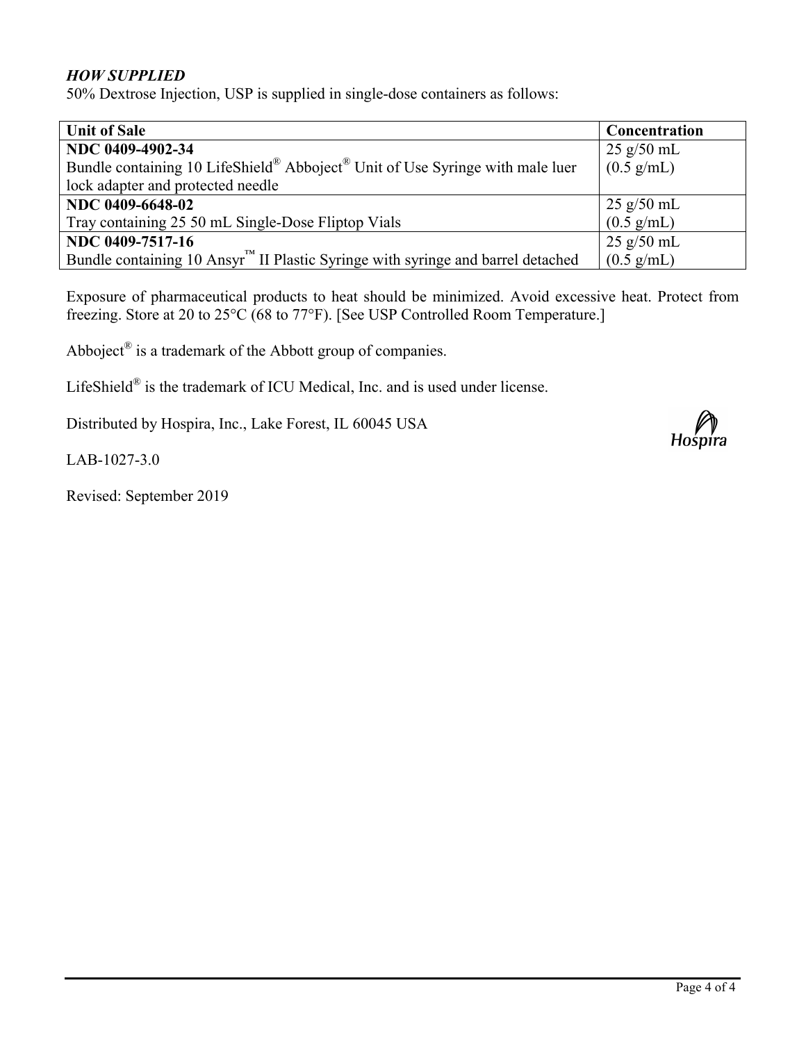***HOW SUPPLIED***

50% Dextrose Injection, USP is supplied in single-dose containers as follows:

| Unit of Sale | Concentration |
|---|---|
| **NDC 0409-4902-34**<br>Bundle containing 10 LifeShield® Abboject® Unit of Use Syringe with male luer lock adapter and protected needle | 25 g/50 mL<br>(0.5 g/mL) |
| **NDC 0409-6648-02**<br>Tray containing 25 50 mL Single-Dose Fliptop Vials | 25 g/50 mL<br>(0.5 g/mL) |
| **NDC 0409-7517-16**<br>Bundle containing 10 Ansyr™ II Plastic Syringe with syringe and barrel detached | 25 g/50 mL<br>(0.5 g/mL) |

Exposure of pharmaceutical products to heat should be minimized. Avoid excessive heat. Protect from freezing. Store at 20 to 25°C (68 to 77°F). [See USP Controlled Room Temperature.]

Abboject® is a trademark of the Abbott group of companies.

LifeShield® is the trademark of ICU Medical, Inc. and is used under license.

Distributed by Hospira, Inc., Lake Forest, IL 60045 USA

Hospira

LAB-1027-3.0

Revised: September 2019